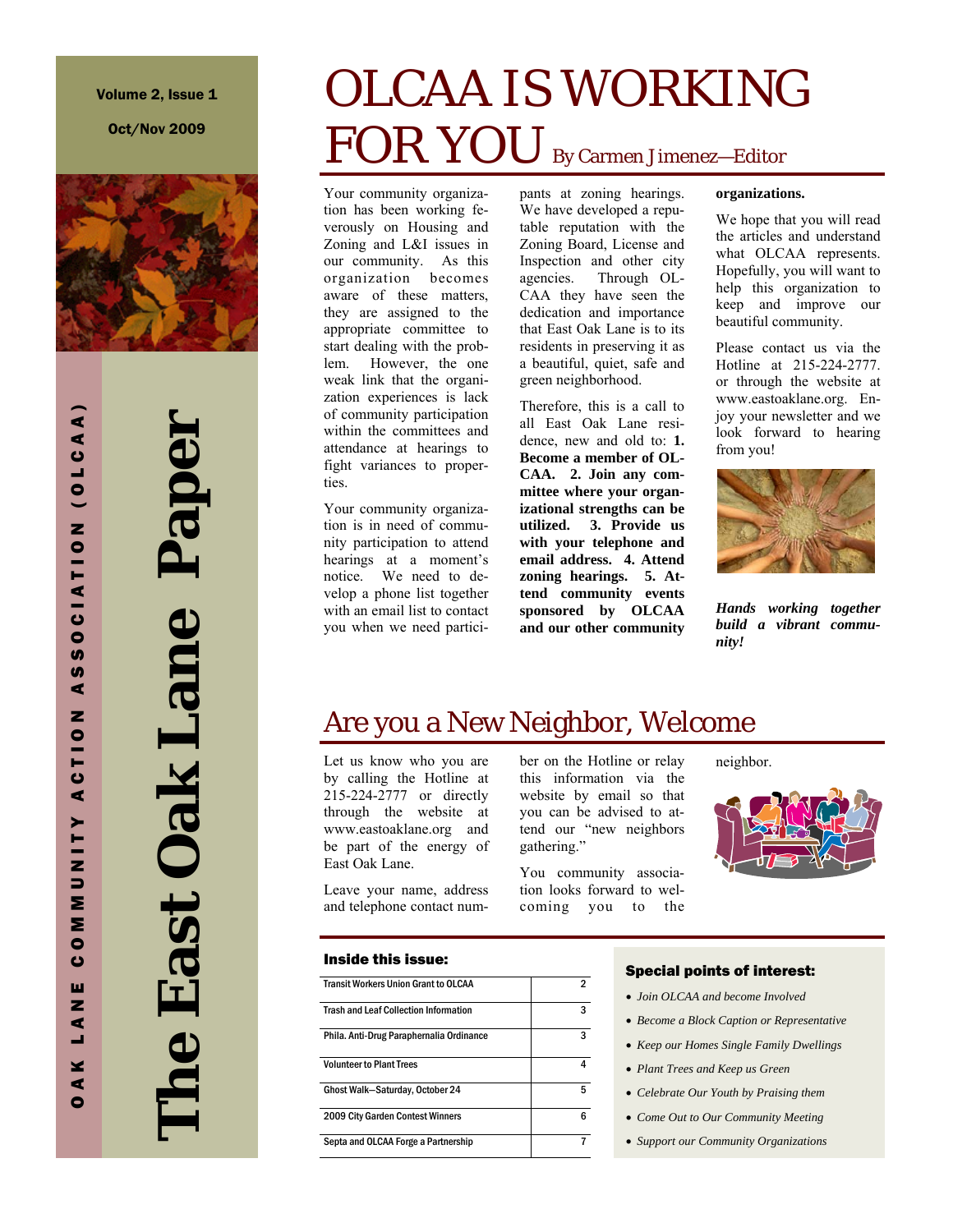Volume 2, Issue 1

Oct/Nov 2009

OAK LANE COMMUNITY ACTION ASSOCIATION (OLCAA)

# The East Oak Lane Paper

## OLCAA IS WORKING FOR YOU

By Carmen Jimenez—Editor

Your community organization has been working feverously on Housing and Zoning and L&I issues in our community. As this organization becomes aware of these matters, they are assigned to the appropriate committee to start dealing with the problem. However, the one weak link that the organization experiences is lack of community participation within the committees and attendance at hearings to fight variances to properties.

Your community organization is in need of community participation to attend hearings at a moment's notice. We need to develop a phone list together with an email list to contact you when we need participants at zoning hearings. We have developed a reputable reputation with the Zoning Board, License and Inspection and other city agencies. Through OLCAA they have seen the dedication and importance that East Oak Lane is to its residents in preserving it as a beautiful, quiet, safe and green neighborhood.

Therefore, this is a call to all East Oak Lane residence, new and old to: **1. Become a member of OLCAA. 2. Join any committee where your organizational strengths can be utilized. 3. Provide us with your telephone and email address. 4. Attend zoning hearings. 5. Attend community events sponsored by OLCAA and our other community organizations.**

We hope that you will read the articles and understand what OLCAA represents. Hopefully, you will want to help this organization to keep and improve our beautiful community.

Please contact us via the Hotline at 215-224-2777. or through the website at www.eastoaklane.org. Enjoy your newsletter and we look forward to hearing from you!

***Hands working together build a vibrant community!***

## Are you a New Neighbor, Welcome

Let us know who you are by calling the Hotline at 215-224-2777 or directly through the website at www.eastoaklane.org and be part of the energy of East Oak Lane.

Leave your name, address and telephone contact number on the Hotline or relay this information via the website by email so that you can be advised to attend our "new neighbors gathering."

You community association looks forward to welcoming you to the neighbor.

### Inside this issue:

| | |
|---|---|
| Transit Workers Union Grant to OLCAA | 2 |
| Trash and Leaf Collection Information | 3 |
| Phila. Anti-Drug Paraphernalia Ordinance | 3 |
| Volunteer to Plant Trees | 4 |
| Ghost Walk—Saturday, October 24 | 5 |
| 2009 City Garden Contest Winners | 6 |
| Septa and OLCAA Forge a Partnership | 7 |

### Special points of interest:

- *Join OLCAA and become Involved*
- *Become a Block Caption or Representative*
- *Keep our Homes Single Family Dwellings*
- *Plant Trees and Keep us Green*
- *Celebrate Our Youth by Praising them*
- *Come Out to Our Community Meeting*
- *Support our Community Organizations*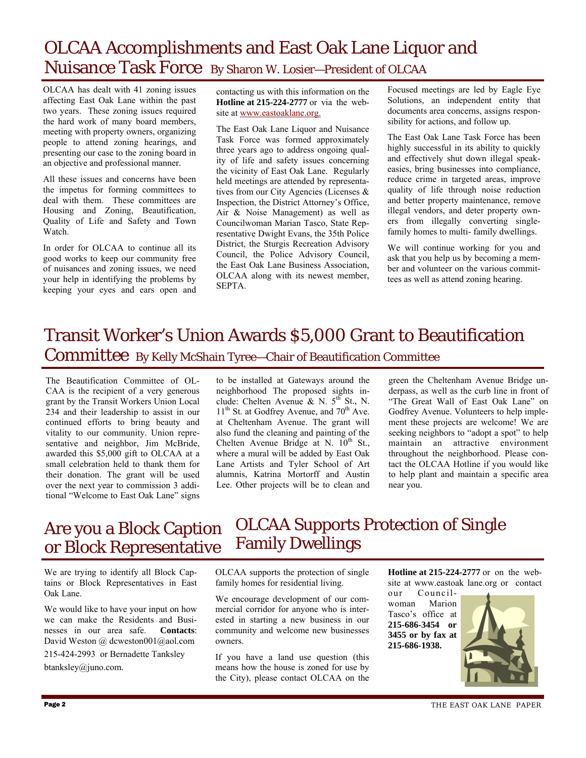# OLCAA Accomplishments and East Oak Lane Liquor and Nuisance Task Force

By Sharon W. Losier—President of OLCAA

OLCAA has dealt with 41 zoning issues affecting East Oak Lane within the past two years. These zoning issues required the hard work of many board members, meeting with property owners, organizing people to attend zoning hearings, and presenting our case to the zoning board in an objective and professional manner.

All these issues and concerns have been the impetus for forming committees to deal with them. These committees are Housing and Zoning, Beautification, Quality of Life and Safety and Town Watch.

In order for OLCAA to continue all its good works to keep our community free of nuisances and zoning issues, we need your help in identifying the problems by keeping your eyes and ears open and contacting us with this information on the **Hotline at 215-224-2777** or via the web-site at www.eastoaklane.org.

The East Oak Lane Liquor and Nuisance Task Force was formed approximately three years ago to address ongoing quality of life and safety issues concerning the vicinity of East Oak Lane. Regularly held meetings are attended by representatives from our City Agencies (Licenses & Inspection, the District Attorney's Office, Air & Noise Management) as well as Councilwoman Marian Tasco, State Representative Dwight Evans, the 35th Police District, the Sturgis Recreation Advisory Council, the Police Advisory Council, the East Oak Lane Business Association, OLCAA along with its newest member, SEPTA.

Focused meetings are led by Eagle Eye Solutions, an independent entity that documents area concerns, assigns responsibility for actions, and follow up.

The East Oak Lane Task Force has been highly successful in its ability to quickly and effectively shut down illegal speakeasies, bring businesses into compliance, reduce crime in targeted areas, improve quality of life through noise reduction and better property maintenance, remove illegal vendors, and deter property owners from illegally converting single-family homes to multi- family dwellings.

We will continue working for you and ask that you help us by becoming a member and volunteer on the various committees as well as attend zoning hearing.

# Transit Worker's Union Awards $5,000 Grant to Beautification Committee

By Kelly McShain Tyree—Chair of Beautification Committee

The Beautification Committee of OLCAA is the recipient of a very generous grant by the Transit Workers Union Local 234 and their leadership to assist in our continued efforts to bring beauty and vitality to our community. Union representative and neighbor, Jim McBride, awarded this $5,000 gift to OLCAA at a small celebration held to thank them for their donation. The grant will be used over the next year to commission 3 additional "Welcome to East Oak Lane" signs to be installed at Gateways around the neighborhood The proposed sights include: Chelten Avenue & N. 5th St., N. 11th St. at Godfrey Avenue, and 70th Ave. at Cheltenham Avenue. The grant will also fund the cleaning and painting of the Chelten Avenue Bridge at N. 10th St., where a mural will be added by East Oak Lane Artists and Tyler School of Art alumnis, Katrina Mortorff and Austin Lee. Other projects will be to clean and green the Cheltenham Avenue Bridge underpass, as well as the curb line in front of "The Great Wall of East Oak Lane" on Godfrey Avenue. Volunteers to help implement these projects are welcome! We are seeking neighbors to "adopt a spot" to help maintain an attractive environment throughout the neighborhood. Please contact the OLCAA Hotline if you would like to help plant and maintain a specific area near you.

# Are you a Block Caption or Block Representative

We are trying to identify all Block Captains or Block Representatives in East Oak Lane.

We would like to have your input on how we can make the Residents and Businesses in our area safe. **Contacts**: David Weston @ dcweston001@aol.com 215-424-2993 or Bernadette Tanksley btanksley@juno.com.

# OLCAA Supports Protection of Single Family Dwellings

OLCAA supports the protection of single family homes for residential living.

We encourage development of our commercial corridor for anyone who is interested in starting a new business in our community and welcome new businesses owners.

If you have a land use question (this means how the house is zoned for use by the City), please contact OLCAA on the **Hotline at 215-224-2777** or on the website at www.eastoak lane.org or contact our Councilwoman Marion Tasco's office at **215-686-3454 or 3455 or by fax at 215-686-1938.**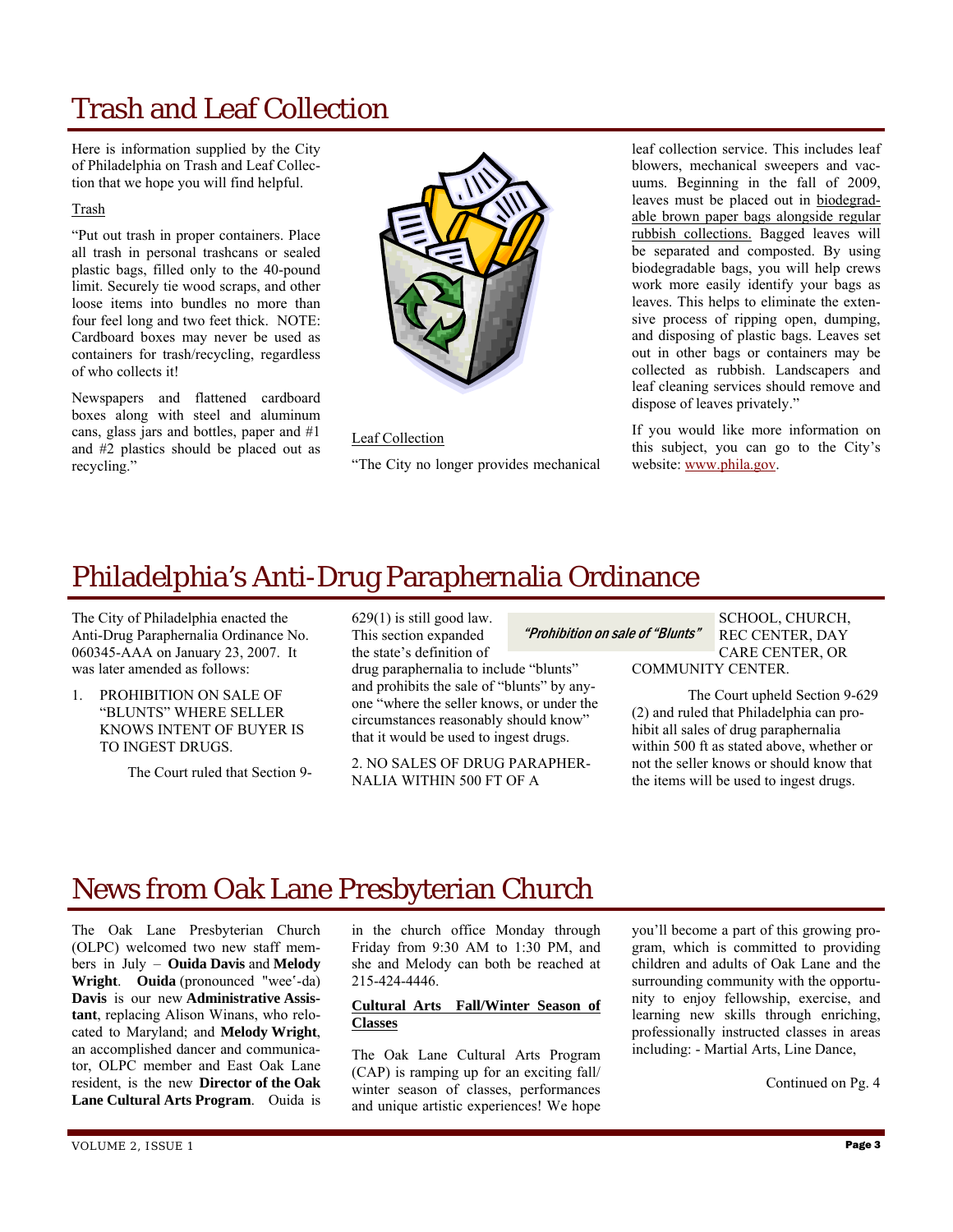# Trash and Leaf Collection

Here is information supplied by the City of Philadelphia on Trash and Leaf Collection that we hope you will find helpful.

Trash

"Put out trash in proper containers. Place all trash in personal trashcans or sealed plastic bags, filled only to the 40-pound limit. Securely tie wood scraps, and other loose items into bundles no more than four feel long and two feet thick. NOTE: Cardboard boxes may never be used as containers for trash/recycling, regardless of who collects it!

Newspapers and flattened cardboard boxes along with steel and aluminum cans, glass jars and bottles, paper and #1 and #2 plastics should be placed out as recycling."

Leaf Collection

"The City no longer provides mechanical leaf collection service. This includes leaf blowers, mechanical sweepers and vacuums. Beginning in the fall of 2009, leaves must be placed out in biodegradable brown paper bags alongside regular rubbish collections. Bagged leaves will be separated and composted. By using biodegradable bags, you will help crews work more easily identify your bags as leaves. This helps to eliminate the extensive process of ripping open, dumping, and disposing of plastic bags. Leaves set out in other bags or containers may be collected as rubbish. Landscapers and leaf cleaning services should remove and dispose of leaves privately."

If you would like more information on this subject, you can go to the City's website: www.phila.gov.

# Philadelphia's Anti-Drug Paraphernalia Ordinance

The City of Philadelphia enacted the Anti-Drug Paraphernalia Ordinance No. 060345-AAA on January 23, 2007. It was later amended as follows:

1. PROHIBITION ON SALE OF "BLUNTS" WHERE SELLER KNOWS INTENT OF BUYER IS TO INGEST DRUGS.

The Court ruled that Section 9-629(1) is still good law. This section expanded the state's definition of drug paraphernalia to include "blunts" and prohibits the sale of "blunts" by anyone "where the seller knows, or under the circumstances reasonably should know" that it would be used to ingest drugs.

*"Prohibition on sale of "Blunts"*

2. NO SALES OF DRUG PARAPHERNALIA WITHIN 500 FT OF A SCHOOL, CHURCH, REC CENTER, DAY CARE CENTER, OR COMMUNITY CENTER.

The Court upheld Section 9-629 (2) and ruled that Philadelphia can prohibit all sales of drug paraphernalia within 500 ft as stated above, whether or not the seller knows or should know that the items will be used to ingest drugs.

# News from Oak Lane Presbyterian Church

The Oak Lane Presbyterian Church (OLPC) welcomed two new staff members in July – **Ouida Davis** and **Melody Wright**. **Ouida** (pronounced "wee'-da) **Davis** is our new **Administrative Assistant**, replacing Alison Winans, who relocated to Maryland; and **Melody Wright**, an accomplished dancer and communicator, OLPC member and East Oak Lane resident, is the new **Director of the Oak Lane Cultural Arts Program**. Ouida is in the church office Monday through Friday from 9:30 AM to 1:30 PM, and she and Melody can both be reached at 215-424-4446.

**Cultural Arts Fall/Winter Season of Classes**

The Oak Lane Cultural Arts Program (CAP) is ramping up for an exciting fall/winter season of classes, performances and unique artistic experiences! We hope you'll become a part of this growing program, which is committed to providing children and adults of Oak Lane and the surrounding community with the opportunity to enjoy fellowship, exercise, and learning new skills through enriching, professionally instructed classes in areas including: - Martial Arts, Line Dance,

Continued on Pg. 4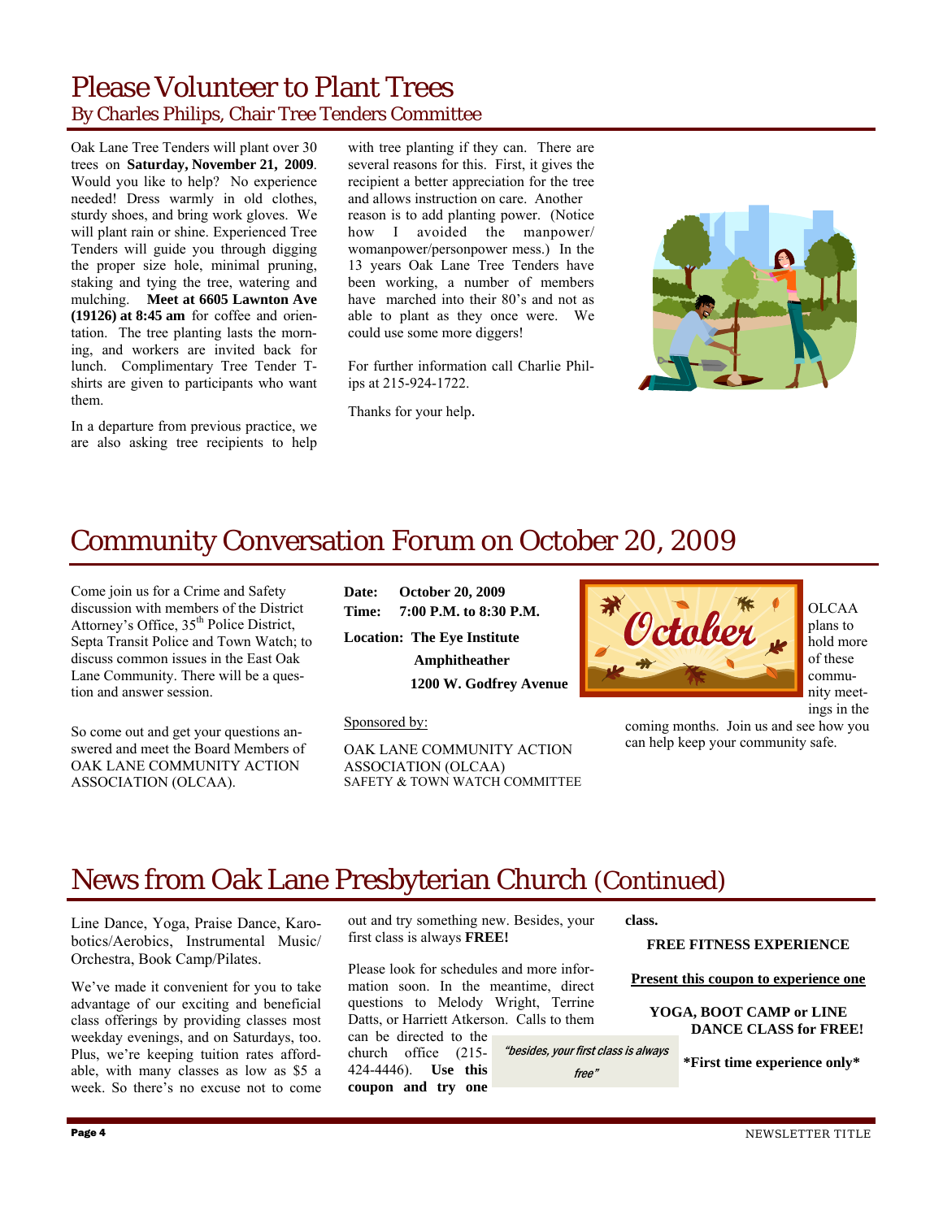# Please Volunteer to Plant Trees

## By Charles Philips, Chair Tree Tenders Committee

Oak Lane Tree Tenders will plant over 30 trees on **Saturday, November 21, 2009**. Would you like to help? No experience needed! Dress warmly in old clothes, sturdy shoes, and bring work gloves. We will plant rain or shine. Experienced Tree Tenders will guide you through digging the proper size hole, minimal pruning, staking and tying the tree, watering and mulching. **Meet at 6605 Lawnton Ave (19126) at 8:45 am** for coffee and orientation. The tree planting lasts the morning, and workers are invited back for lunch. Complimentary Tree Tender T-shirts are given to participants who want them.

In a departure from previous practice, we are also asking tree recipients to help with tree planting if they can. There are several reasons for this. First, it gives the recipient a better appreciation for the tree and allows instruction on care. Another reason is to add planting power. (Notice how I avoided the manpower/womanpower/personpower mess.) In the 13 years Oak Lane Tree Tenders have been working, a number of members have marched into their 80's and not as able to plant as they once were. We could use some more diggers!

For further information call Charlie Philips at 215-924-1722.

Thanks for your help.

# Community Conversation Forum on October 20, 2009

Come join us for a Crime and Safety discussion with members of the District Attorney's Office, 35th Police District, Septa Transit Police and Town Watch; to discuss common issues in the East Oak Lane Community. There will be a question and answer session.

So come out and get your questions answered and meet the Board Members of OAK LANE COMMUNITY ACTION ASSOCIATION (OLCAA).

**Date:** **October 20, 2009**
**Time:** **7:00 P.M. to 8:30 P.M.**

**Location: The Eye Institute**
**Amphitheather**
**1200 W. Godfrey Avenue**

Sponsored by:

OAK LANE COMMUNITY ACTION ASSOCIATION (OLCAA)
SAFETY & TOWN WATCH COMMITTEE

OLCAA plans to hold more of these community meetings in the coming months. Join us and see how you can help keep your community safe.

# News from Oak Lane Presbyterian Church (Continued)

Line Dance, Yoga, Praise Dance, Karobotics/Aerobics, Instrumental Music/Orchestra, Book Camp/Pilates.

We've made it convenient for you to take advantage of our exciting and beneficial class offerings by providing classes most weekday evenings, and on Saturdays, too. Plus, we're keeping tuition rates affordable, with many classes as low as $5 a week. So there's no excuse not to come out and try something new. Besides, your first class is always **FREE!**

Please look for schedules and more information soon. In the meantime, direct questions to Melody Wright, Terrine Datts, or Harriett Atkerson. Calls to them can be directed to the church office (215-424-4446). **Use this coupon and try one class.**

*"besides, your first class is always free"*

**FREE FITNESS EXPERIENCE**

**Present this coupon to experience one**

**YOGA, BOOT CAMP or LINE DANCE CLASS for FREE!**

**\*First time experience only\***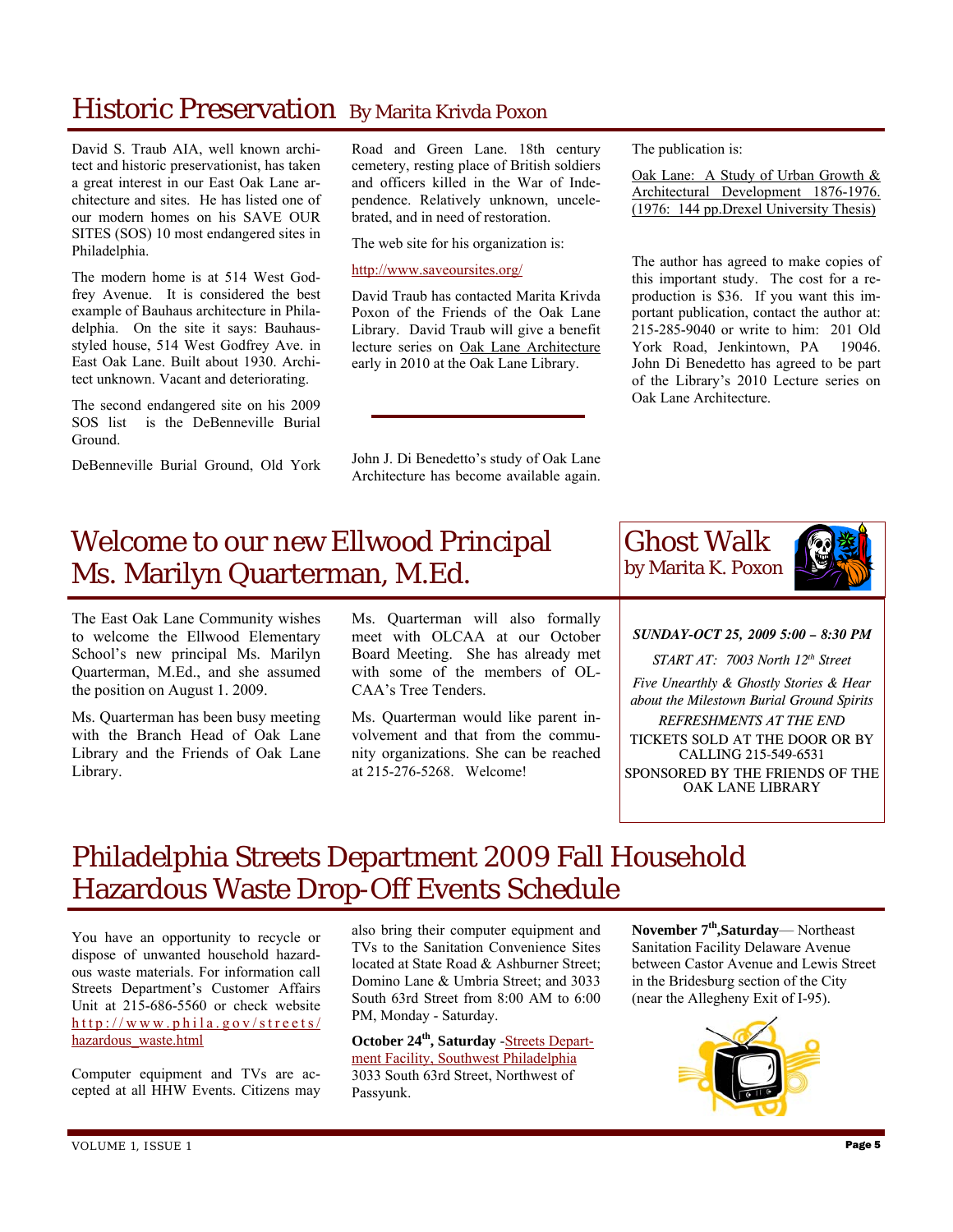# Historic Preservation By Marita Krivda Poxon

David S. Traub AIA, well known architect and historic preservationist, has taken a great interest in our East Oak Lane architecture and sites. He has listed one of our modern homes on his SAVE OUR SITES (SOS) 10 most endangered sites in Philadelphia.

The modern home is at 514 West Godfrey Avenue. It is considered the best example of Bauhaus architecture in Philadelphia. On the site it says: Bauhaus-styled house, 514 West Godfrey Ave. in East Oak Lane. Built about 1930. Architect unknown. Vacant and deteriorating.

The second endangered site on his 2009 SOS list is the DeBenneville Burial Ground.

DeBenneville Burial Ground, Old York Road and Green Lane. 18th century cemetery, resting place of British soldiers and officers killed in the War of Independence. Relatively unknown, uncelebrated, and in need of restoration.

The web site for his organization is:

http://www.saveoursites.org/

David Traub has contacted Marita Krivda Poxon of the Friends of the Oak Lane Library. David Traub will give a benefit lecture series on Oak Lane Architecture early in 2010 at the Oak Lane Library.

---

John J. Di Benedetto's study of Oak Lane Architecture has become available again. The publication is:

Oak Lane: A Study of Urban Growth & Architectural Development 1876-1976. (1976: 144 pp.Drexel University Thesis)

The author has agreed to make copies of this important study. The cost for a reproduction is $36. If you want this important publication, contact the author at: 215-285-9040 or write to him: 201 Old York Road, Jenkintown, PA 19046. John Di Benedetto has agreed to be part of the Library's 2010 Lecture series on Oak Lane Architecture.

# Welcome to our new Ellwood Principal Ms. Marilyn Quarterman, M.Ed.

The East Oak Lane Community wishes to welcome the Ellwood Elementary School's new principal Ms. Marilyn Quarterman, M.Ed., and she assumed the position on August 1. 2009.

Ms. Quarterman has been busy meeting with the Branch Head of Oak Lane Library and the Friends of Oak Lane Library.

Ms. Quarterman will also formally meet with OLCAA at our October Board Meeting. She has already met with some of the members of OLCAA's Tree Tenders.

Ms. Quarterman would like parent involvement and that from the community organizations. She can be reached at 215-276-5268. Welcome!

# Ghost Walk by Marita K. Poxon

***SUNDAY-OCT 25, 2009 5:00 – 8:30 PM***

*START AT: 7003 North 12th Street*

*Five Unearthly & Ghostly Stories & Hear about the Milestown Burial Ground Spirits*

*REFRESHMENTS AT THE END*

TICKETS SOLD AT THE DOOR OR BY CALLING 215-549-6531

SPONSORED BY THE FRIENDS OF THE OAK LANE LIBRARY

# Philadelphia Streets Department 2009 Fall Household Hazardous Waste Drop-Off Events Schedule

You have an opportunity to recycle or dispose of unwanted household hazardous waste materials. For information call Streets Department's Customer Affairs Unit at 215-686-5560 or check website http://www.phila.gov/streets/hazardous_waste.html

Computer equipment and TVs are accepted at all HHW Events. Citizens may also bring their computer equipment and TVs to the Sanitation Convenience Sites located at State Road & Ashburner Street; Domino Lane & Umbria Street; and 3033 South 63rd Street from 8:00 AM to 6:00 PM, Monday - Saturday.

**October 24th, Saturday** -Streets Department Facility, Southwest Philadelphia 3033 South 63rd Street, Northwest of Passyunk.

**November 7th,Saturday**— Northeast Sanitation Facility Delaware Avenue between Castor Avenue and Lewis Street in the Bridesburg section of the City (near the Allegheny Exit of I-95).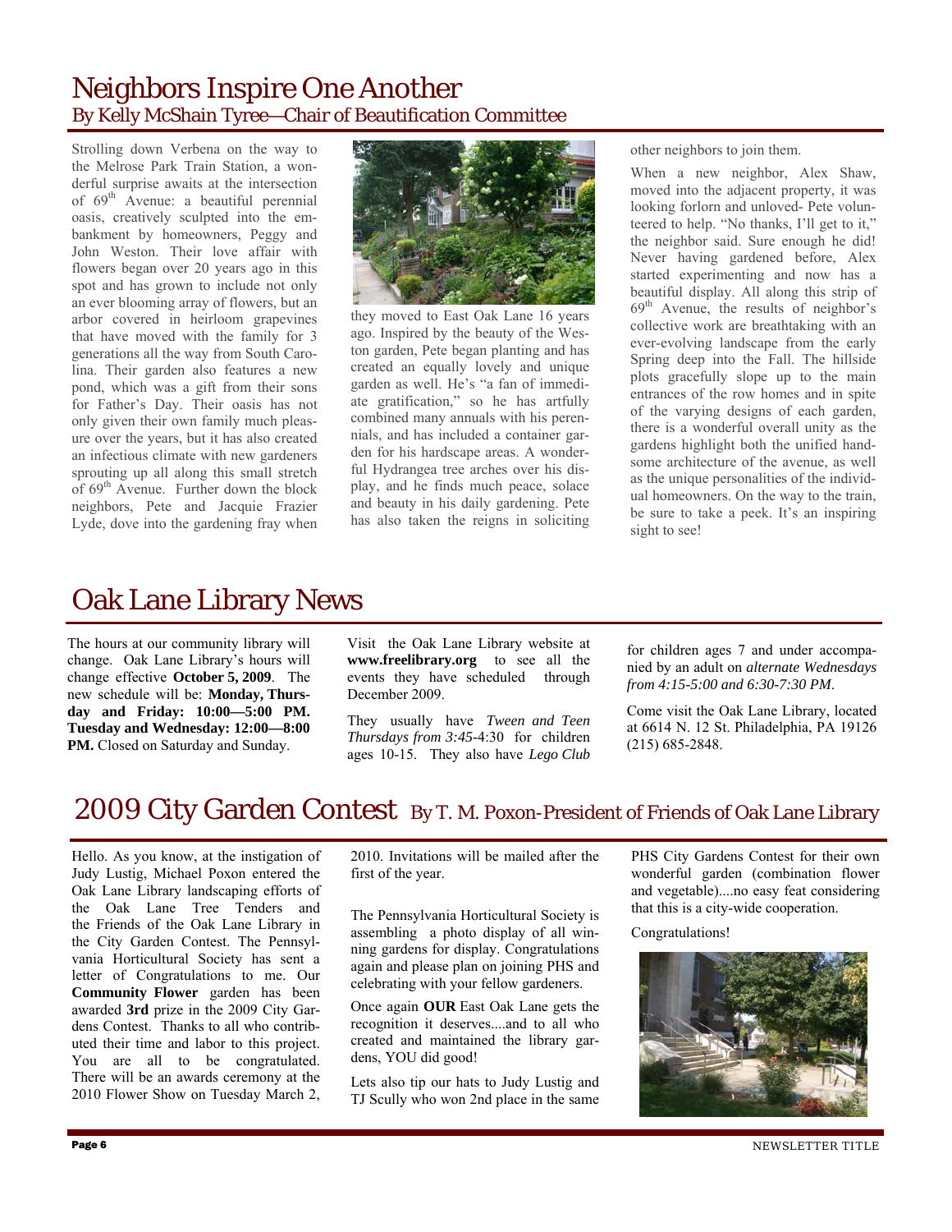# Neighbors Inspire One Another

## By Kelly McShain Tyree—Chair of Beautification Committee

Strolling down Verbena on the way to the Melrose Park Train Station, a wonderful surprise awaits at the intersection of 69th Avenue: a beautiful perennial oasis, creatively sculpted into the embankment by homeowners, Peggy and John Weston. Their love affair with flowers began over 20 years ago in this spot and has grown to include not only an ever blooming array of flowers, but an arbor covered in heirloom grapevines that have moved with the family for 3 generations all the way from South Carolina. Their garden also features a new pond, which was a gift from their sons for Father's Day. Their oasis has not only given their own family much pleasure over the years, but it has also created an infectious climate with new gardeners sprouting up all along this small stretch of 69th Avenue. Further down the block neighbors, Pete and Jacquie Frazier Lyde, dove into the gardening fray when they moved to East Oak Lane 16 years ago. Inspired by the beauty of the Weston garden, Pete began planting and has created an equally lovely and unique garden as well. He's "a fan of immediate gratification," so he has artfully combined many annuals with his perennials, and has included a container garden for his hardscape areas. A wonderful Hydrangea tree arches over his display, and he finds much peace, solace and beauty in his daily gardening. Pete has also taken the reigns in soliciting other neighbors to join them.

When a new neighbor, Alex Shaw, moved into the adjacent property, it was looking forlorn and unloved- Pete volunteered to help. "No thanks, I'll get to it," the neighbor said. Sure enough he did! Never having gardened before, Alex started experimenting and now has a beautiful display. All along this strip of 69th Avenue, the results of neighbor's collective work are breathtaking with an ever-evolving landscape from the early Spring deep into the Fall. The hillside plots gracefully slope up to the main entrances of the row homes and in spite of the varying designs of each garden, there is a wonderful overall unity as the gardens highlight both the unified handsome architecture of the avenue, as well as the unique personalities of the individual homeowners. On the way to the train, be sure to take a peek. It's an inspiring sight to see!

# Oak Lane Library News

The hours at our community library will change. Oak Lane Library's hours will change effective **October 5, 2009**. The new schedule will be: **Monday, Thursday and Friday: 10:00—5:00 PM. Tuesday and Wednesday: 12:00—8:00 PM.** Closed on Saturday and Sunday.

Visit the Oak Lane Library website at **www.freelibrary.org** to see all the events they have scheduled through December 2009.

They usually have *Tween and Teen Thursdays from 3:45*-4:30 for children ages 10-15. They also have *Lego Club* for children ages 7 and under accompanied by an adult on *alternate Wednesdays from 4:15-5:00 and 6:30-7:30 PM*.

Come visit the Oak Lane Library, located at 6614 N. 12 St. Philadelphia, PA 19126 (215) 685-2848.

# 2009 City Garden Contest

## By T. M. Poxon-President of Friends of Oak Lane Library

Hello. As you know, at the instigation of Judy Lustig, Michael Poxon entered the Oak Lane Library landscaping efforts of the Oak Lane Tree Tenders and the Friends of the Oak Lane Library in the City Garden Contest. The Pennsylvania Horticultural Society has sent a letter of Congratulations to me. Our **Community Flower** garden has been awarded **3rd** prize in the 2009 City Gardens Contest. Thanks to all who contributed their time and labor to this project. You are all to be congratulated. There will be an awards ceremony at the 2010 Flower Show on Tuesday March 2, 2010. Invitations will be mailed after the first of the year.

The Pennsylvania Horticultural Society is assembling a photo display of all winning gardens for display. Congratulations again and please plan on joining PHS and celebrating with your fellow gardeners.

Once again **OUR** East Oak Lane gets the recognition it deserves....and to all who created and maintained the library gardens, YOU did good!

Lets also tip our hats to Judy Lustig and TJ Scully who won 2nd place in the same PHS City Gardens Contest for their own wonderful garden (combination flower and vegetable)....no easy feat considering that this is a city-wide cooperation.

Congratulations!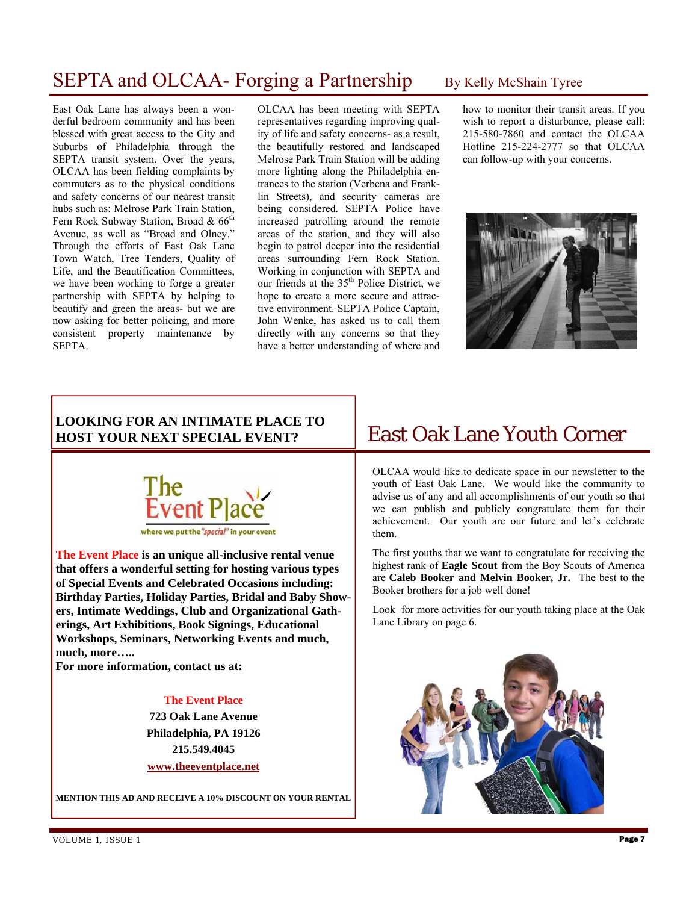# SEPTA and OLCAA- Forging a Partnership

By Kelly McShain Tyree

East Oak Lane has always been a wonderful bedroom community and has been blessed with great access to the City and Suburbs of Philadelphia through the SEPTA transit system. Over the years, OLCAA has been fielding complaints by commuters as to the physical conditions and safety concerns of our nearest transit hubs such as: Melrose Park Train Station, Fern Rock Subway Station, Broad & 66th Avenue, as well as "Broad and Olney." Through the efforts of East Oak Lane Town Watch, Tree Tenders, Quality of Life, and the Beautification Committees, we have been working to forge a greater partnership with SEPTA by helping to beautify and green the areas- but we are now asking for better policing, and more consistent property maintenance by SEPTA.

OLCAA has been meeting with SEPTA representatives regarding improving quality of life and safety concerns- as a result, the beautifully restored and landscaped Melrose Park Train Station will be adding more lighting along the Philadelphia entrances to the station (Verbena and Franklin Streets), and security cameras are being considered. SEPTA Police have increased patrolling around the remote areas of the station, and they will also begin to patrol deeper into the residential areas surrounding Fern Rock Station. Working in conjunction with SEPTA and our friends at the 35th Police District, we hope to create a more secure and attractive environment. SEPTA Police Captain, John Wenke, has asked us to call them directly with any concerns so that they have a better understanding of where and how to monitor their transit areas. If you wish to report a disturbance, please call: 215-580-7860 and contact the OLCAA Hotline 215-224-2777 so that OLCAA can follow-up with your concerns.

**LOOKING FOR AN INTIMATE PLACE TO HOST YOUR NEXT SPECIAL EVENT?**

The Event Place

where we put the "special" in your event

**The Event Place is an unique all-inclusive rental venue that offers a wonderful setting for hosting various types of Special Events and Celebrated Occasions including: Birthday Parties, Holiday Parties, Bridal and Baby Showers, Intimate Weddings, Club and Organizational Gatherings, Art Exhibitions, Book Signings, Educational Workshops, Seminars, Networking Events and much, much, more…..**

**For more information, contact us at:**

**The Event Place**
**723 Oak Lane Avenue**
**Philadelphia, PA 19126**
**215.549.4045**
**www.theeventplace.net**

**MENTION THIS AD AND RECEIVE A 10% DISCOUNT ON YOUR RENTAL**

# East Oak Lane Youth Corner

OLCAA would like to dedicate space in our newsletter to the youth of East Oak Lane. We would like the community to advise us of any and all accomplishments of our youth so that we can publish and publicly congratulate them for their achievement. Our youth are our future and let's celebrate them.

The first youths that we want to congratulate for receiving the highest rank of **Eagle Scout** from the Boy Scouts of America are **Caleb Booker and Melvin Booker, Jr.** The best to the Booker brothers for a job well done!

Look for more activities for our youth taking place at the Oak Lane Library on page 6.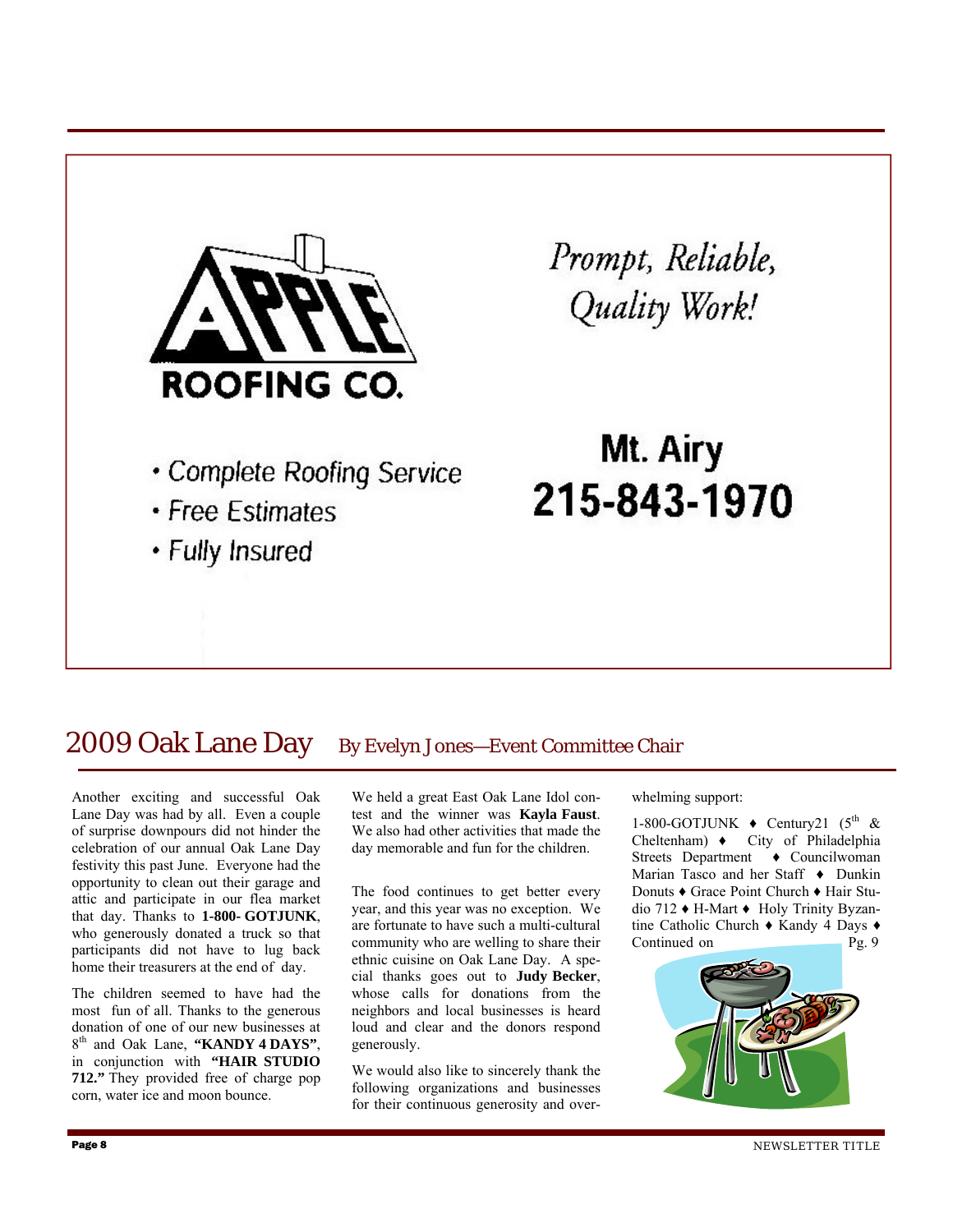**APPLE ROOFING CO.**

*Prompt, Reliable, Quality Work!*

- Complete Roofing Service
- Free Estimates
- Fully Insured

**Mt. Airy**
**215-843-1970**

## 2009 Oak Lane Day

By Evelyn Jones—Event Committee Chair

Another exciting and successful Oak Lane Day was had by all. Even a couple of surprise downpours did not hinder the celebration of our annual Oak Lane Day festivity this past June. Everyone had the opportunity to clean out their garage and attic and participate in our flea market that day. Thanks to **1-800- GOTJUNK**, who generously donated a truck so that participants did not have to lug back home their treasurers at the end of day.

The children seemed to have had the most fun of all. Thanks to the generous donation of one of our new businesses at 8th and Oak Lane, **"KANDY 4 DAYS"**, in conjunction with **"HAIR STUDIO 712."** They provided free of charge pop corn, water ice and moon bounce.

We held a great East Oak Lane Idol contest and the winner was **Kayla Faust**. We also had other activities that made the day memorable and fun for the children.

The food continues to get better every year, and this year was no exception. We are fortunate to have such a multi-cultural community who are welling to share their ethnic cuisine on Oak Lane Day. A special thanks goes out to **Judy Becker**, whose calls for donations from the neighbors and local businesses is heard loud and clear and the donors respond generously.

We would also like to sincerely thank the following organizations and businesses for their continuous generosity and overwhelming support:

1-800-GOTJUNK ♦ Century21 (5th & Cheltenham) ♦ City of Philadelphia Streets Department ♦ Councilwoman Marian Tasco and her Staff ♦ Dunkin Donuts ♦ Grace Point Church ♦ Hair Studio 712 ♦ H-Mart ♦ Holy Trinity Byzantine Catholic Church ♦ Kandy 4 Days ♦ Continued on Pg. 9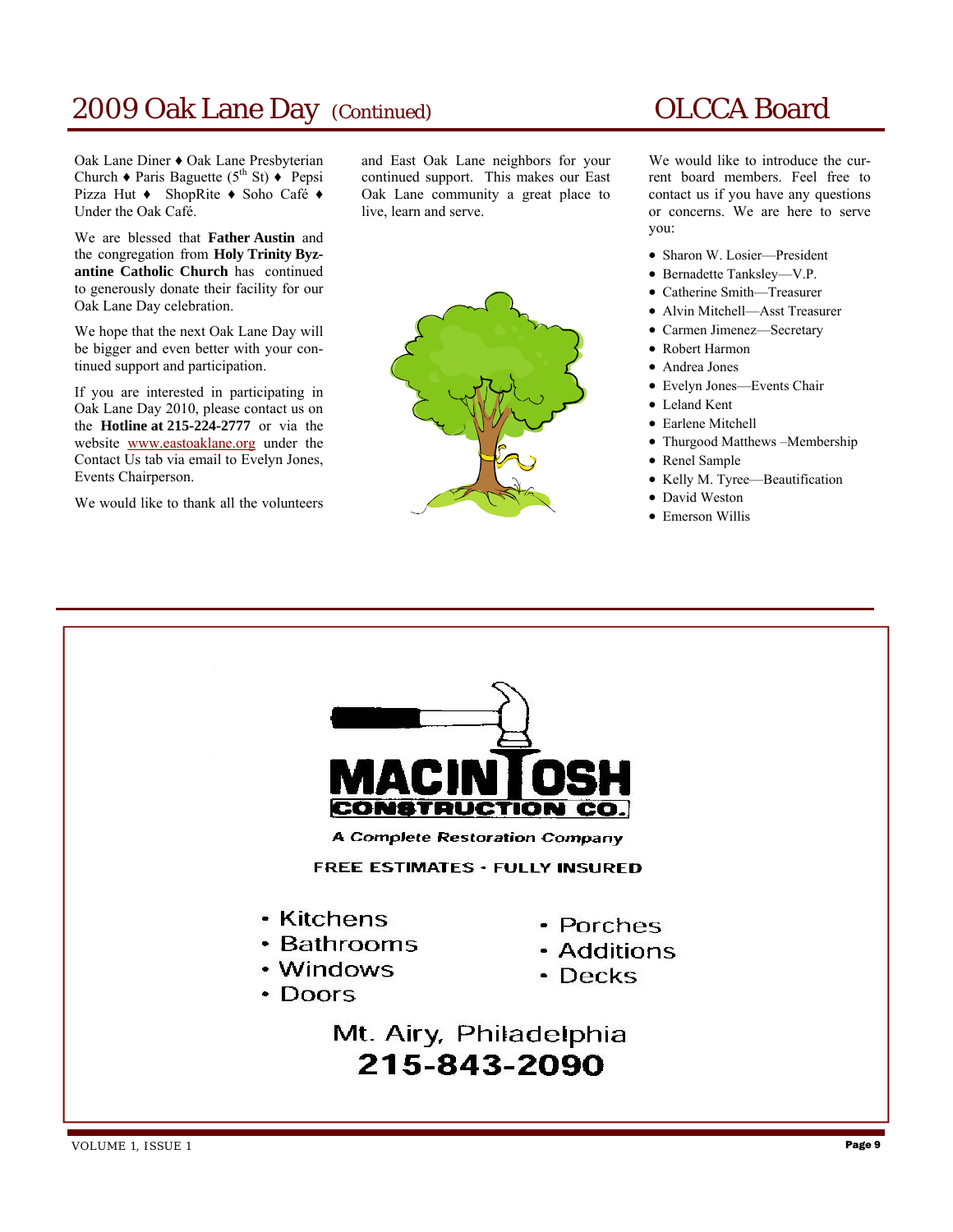## 2009 Oak Lane Day *(Continued)*

Oak Lane Diner ♦ Oak Lane Presbyterian Church ♦ Paris Baguette (5th St) ♦ Pepsi Pizza Hut ♦ ShopRite ♦ Soho Café ♦ Under the Oak Café.

We are blessed that **Father Austin** and the congregation from **Holy Trinity Byzantine Catholic Church** has continued to generously donate their facility for our Oak Lane Day celebration.

We hope that the next Oak Lane Day will be bigger and even better with your continued support and participation.

If you are interested in participating in Oak Lane Day 2010, please contact us on the **Hotline at 215-224-2777** or via the website www.eastoaklane.org under the Contact Us tab via email to Evelyn Jones, Events Chairperson.

We would like to thank all the volunteers and East Oak Lane neighbors for your continued support. This makes our East Oak Lane community a great place to live, learn and serve.

## OLCCA Board

We would like to introduce the current board members. Feel free to contact us if you have any questions or concerns. We are here to serve you:

- Sharon W. Losier—President
- Bernadette Tanksley—V.P.
- Catherine Smith—Treasurer
- Alvin Mitchell—Asst Treasurer
- Carmen Jimenez—Secretary
- Robert Harmon
- Andrea Jones
- Evelyn Jones—Events Chair
- Leland Kent
- Earlene Mitchell
- Thurgood Matthews –Membership
- Renel Sample
- Kelly M. Tyree—Beautification
- David Weston
- Emerson Willis

---

**MACINTOSH CONSTRUCTION CO.**

*A Complete Restoration Company*

FREE ESTIMATES - FULLY INSURED

- Kitchens
- Bathrooms
- Windows
- Doors
- Porches
- Additions
- Decks

Mt. Airy, Philadelphia

**215-843-2090**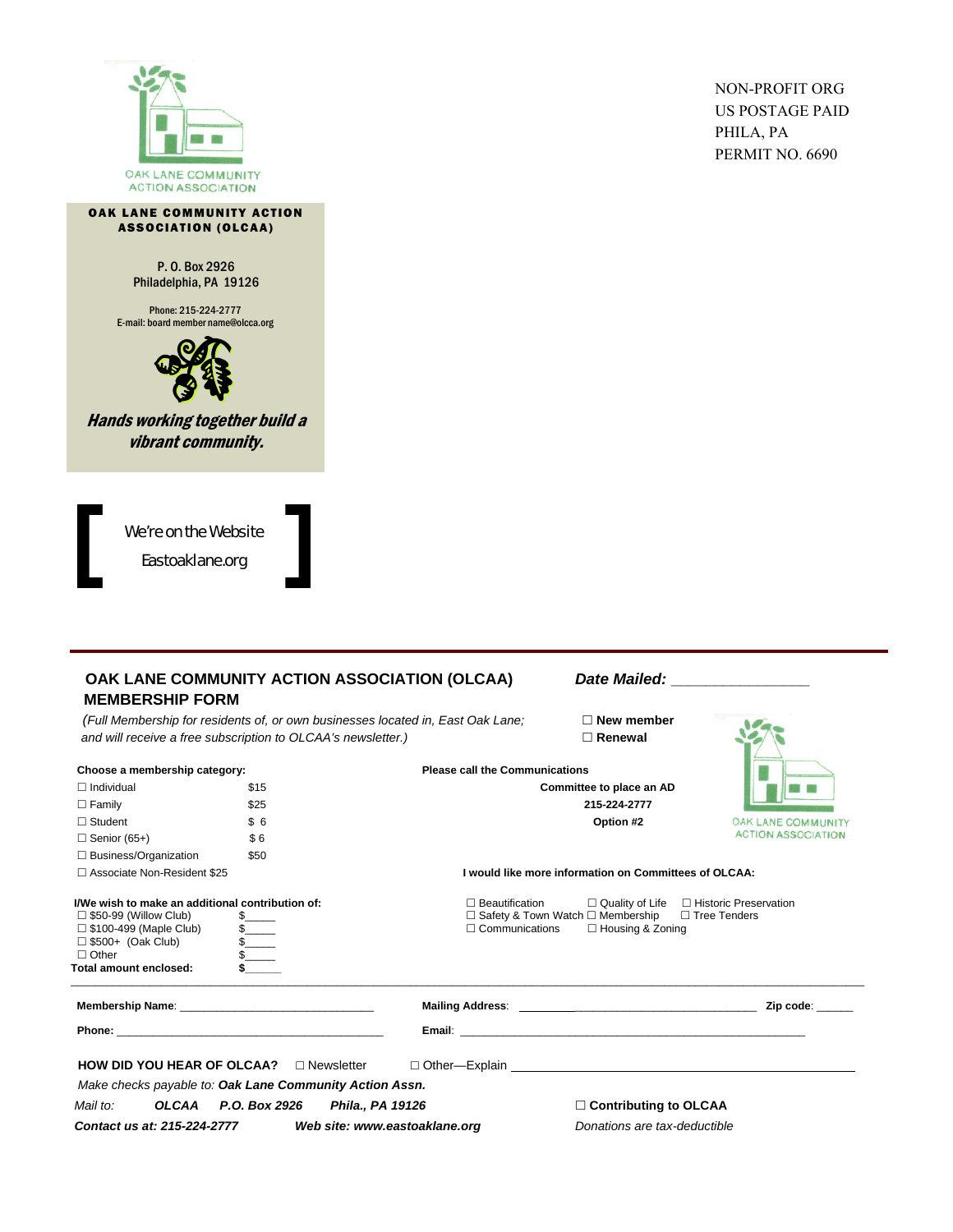OAK LANE COMMUNITY ACTION ASSOCIATION

NON-PROFIT ORG
US POSTAGE PAID
PHILA, PA
PERMIT NO. 6690

**OAK LANE COMMUNITY ACTION ASSOCIATION (OLCAA)**

P. O. Box 2926
Philadelphia, PA 19126

Phone: 215-224-2777
E-mail: board member name@olcca.org

***Hands working together build a vibrant community.***

[ We're on the Website Eastoaklane.org ]

---

## OAK LANE COMMUNITY ACTION ASSOCIATION (OLCAA) MEMBERSHIP FORM

***Date Mailed:*** ________________

*(Full Membership for residents of, or own businesses located in, East Oak Lane; and will receive a free subscription to OLCAA's newsletter.)*

☐ **New member**
☐ **Renewal**

OAK LANE COMMUNITY ACTION ASSOCIATION

**Choose a membership category:**

| | |
|---|---|
| ☐ Individual | $15 |
| ☐ Family | $25 |
| ☐ Student | $ 6 |
| ☐ Senior (65+) | $ 6 |
| ☐ Business/Organization | $50 |
| ☐ Associate Non-Resident $25 | |

**Please call the Communications Committee to place an AD**
**215-224-2777**
**Option #2**

**I/We wish to make an additional contribution of:**

| | |
|---|---|
| ☐ $50-99 (Willow Club) | $_____ |
| ☐ $100-499 (Maple Club) | $_____ |
| ☐ $500+ (Oak Club) | $_____ |
| ☐ Other | $_____ |
| **Total amount enclosed:** | **$**______ |

**I would like more information on Committees of OLCAA:**

☐ Beautification ☐ Quality of Life ☐ Historic Preservation
☐ Safety & Town Watch ☐ Membership ☐ Tree Tenders
☐ Communications ☐ Housing & Zoning

---

**Membership Name**: ______________________________ **Mailing Address**: ____________________________________ **Zip code**: ______

**Phone:** ________________________________________ **Email**: ________________________________________________________

**HOW DID YOU HEAR OF OLCAA?** ☐ Newsletter ☐ Other—Explain ________________________________________________

*Make checks payable to: **Oak Lane Community Action Assn.***

*Mail to:* ***OLCAA P.O. Box 2926 Phila., PA 19126***

☐ **Contributing to OLCAA**

***Contact us at: 215-224-2777*** ***Web site: www.eastoaklane.org***

*Donations are tax-deductible*